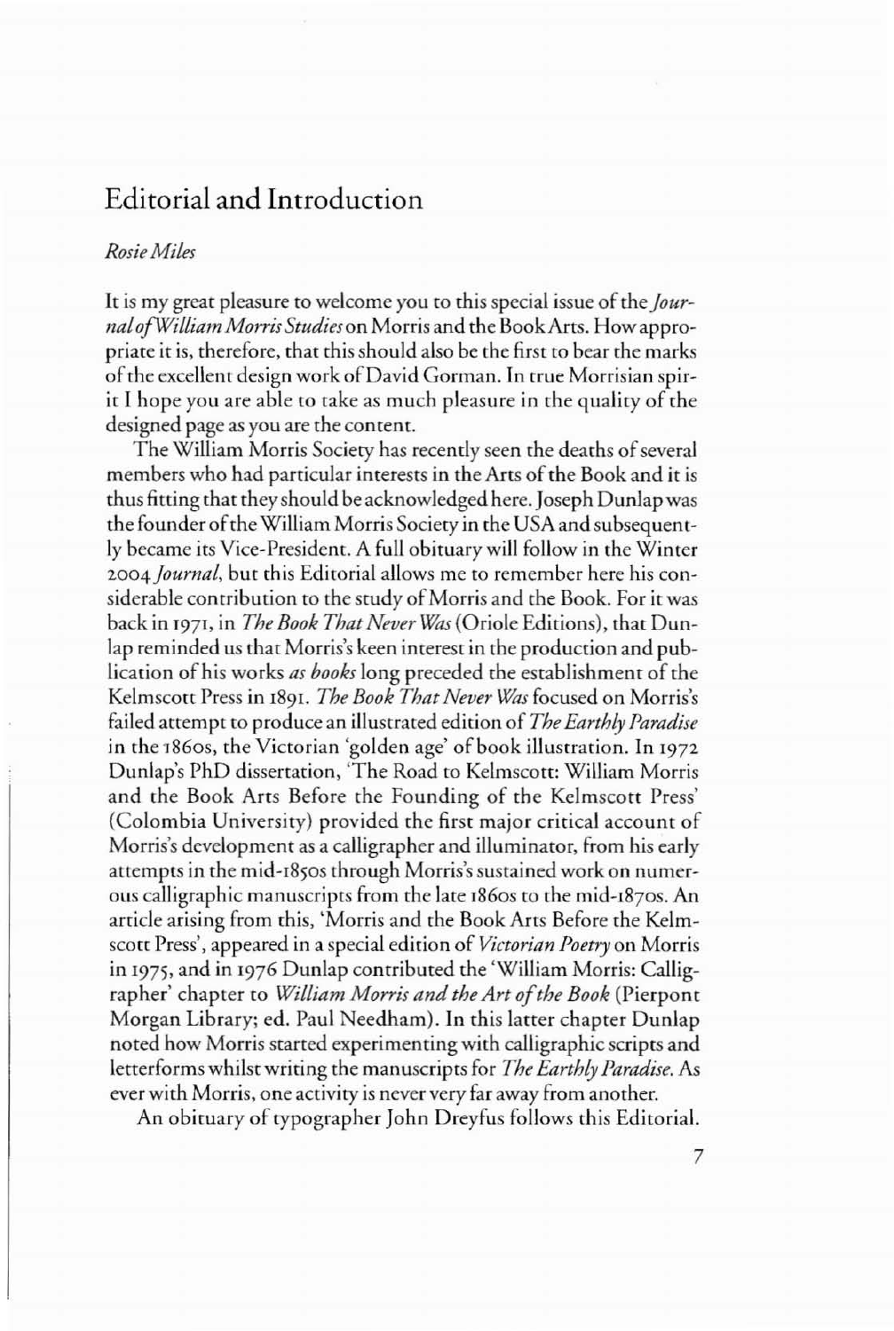# Editorial and Introduction

*Rosie Miles*

It is my great pleasure to welcome you to this special issue of the *Journal of William Morris Studies* on Morris and the Book Arts. How appropriate it is, therefore, that this should also be the first to bear the marks of the excellent design work of David Gorman. In true Morrisian spirit I hope you are able to take as much pleasure in the quality of the designed page as you are the content.

The William Morris Society has recently seen the deaths of several members who had particular interests in the Arts of the Book and it is thus fitting that they should be acknowledged here. Joseph Dunlap was the founder of the William Morris Society in the USA and subsequently became its Vice-President. A full obituary will follow in the Winter 2004 *Journal*, but this Editorial allows me to remember here his considerable contribution to the study of Morris and the Book. For it was back in 1971, in *The Book That Never Was* (Oriole Editions), that Dunlap reminded us that Morris's keen interest in the production and publication of his works *as books* long preceded the establishment of the Kelmscott Press in 1891. *The Book That Never Was* focused on Morris's failed attempt to produce an illustrated edition of *The Earthly Paradise* in the 1860s, the Victorian 'golden age' of book illustration. In 1972 Dunlap's PhD dissertation, 'The Road to Kelmscott: William Morris and the Book Arts Before the Founding of the Kelmscott Press' (Colombia University) provided the first major critical account of Morris's development as a calligrapher and illuminator, from his early attempts in the mid-1850s through Morris's sustained work on numerous calligraphic manuscripts from the late 1860s to the mid-1870s. An article arising from this, 'Morris and the Book Arts Before the Kelmscott Press', appeared in a special edition of *Victorian Poetry* on Morris in 1975, and in 1976 Dunlap contributed the 'William Morris: Calligrapher' chapter to *William Morris and the Art of the Book* (Pierpont Morgan Library; ed. Paul Needham). In this latter chapter Dunlap noted how Morris started experimenting with calligraphic scripts and letterforms whilst writing the manuscripts for *The Earthly Paradise*. As ever with Morris, one activity is never very far away from another.

An obituary of typographer John Dreyfus follows this Editorial.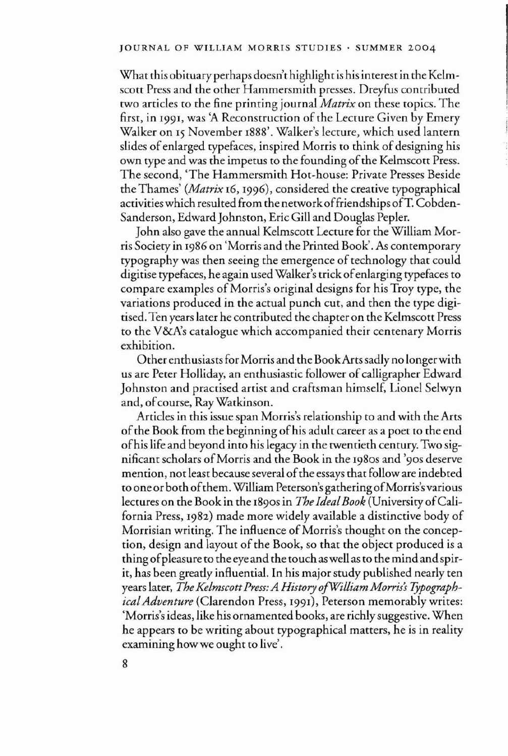What this obituary perhaps doesn't highlight is his interest in the Kelmscott Press and the other Hammersmith presses. Dreyfus contributed two articles to the fine printing journal *Matrix* on these topics. The first, in 1991, was 'A Reconstruction of the Lecture Given by Emery Walker on 15 November 1888'. Walker's lecture, which used lantern slides of enlarged typefaces, inspired Morris to think of designing his own type and was the impetus to the founding of the Kelmscott Press. The second, 'The Hammersmith Hot-house: Private Presses Beside the Thames' (*Matrix* 16, 1996), considered the creative typographical activities which resulted from the network of friendships of T. Cobden-Sanderson, Edward Johnston, Eric Gill and Douglas Pepler.

John also gave the annual Kelmscott Lecture for the William Morris Society in 1986 on 'Morris and the Printed Book'. As contemporary typography was then seeing the emergence of technology that could digitise typefaces, he again used Walker's trick of enlarging typefaces to compare examples of Morris's original designs for his Troy type, the variations produced in the actual punch cut, and then the type digitised. Ten years later he contributed the chapter on the Kelmscott Press to the V&A's catalogue which accompanied their centenary Morris exhibition.

Other enthusiasts for Morris and the Book Arts sadly no longer with us are Peter Holliday, an enthusiastic follower of calligrapher Edward Johnston and practised artist and craftsman himself, Lionel Selwyn and, of course, Ray Watkinson.

Articles in this issue span Morris's relationship to and with the Arts of the Book from the beginning of his adult career as a poet to the end of his life and beyond into his legacy in the twentieth century. Two significant scholars of Morris and the Book in the 1980s and '90s deserve mention, not least because several of the essays that follow are indebted to one or both of them. William Peterson's gathering of Morris's various lectures on the Book in the 1890s in *The Ideal Book* (University of California Press, 1982) made more widely available a distinctive body of Morrisian writing. The influence of Morris's thought on the conception, design and layout of the Book, so that the object produced is a thing of pleasure to the eye and the touch as well as to the mind and spirit, has been greatly influential. In his major study published nearly ten years later, *The Kelmscott Press: A History of William Morris's Typographical Adventure* (Clarendon Press, 1991), Peterson memorably writes: 'Morris's ideas, like his ornamented books, are richly suggestive. When he appears to be writing about typographical matters, he is in reality examining how we ought to live'.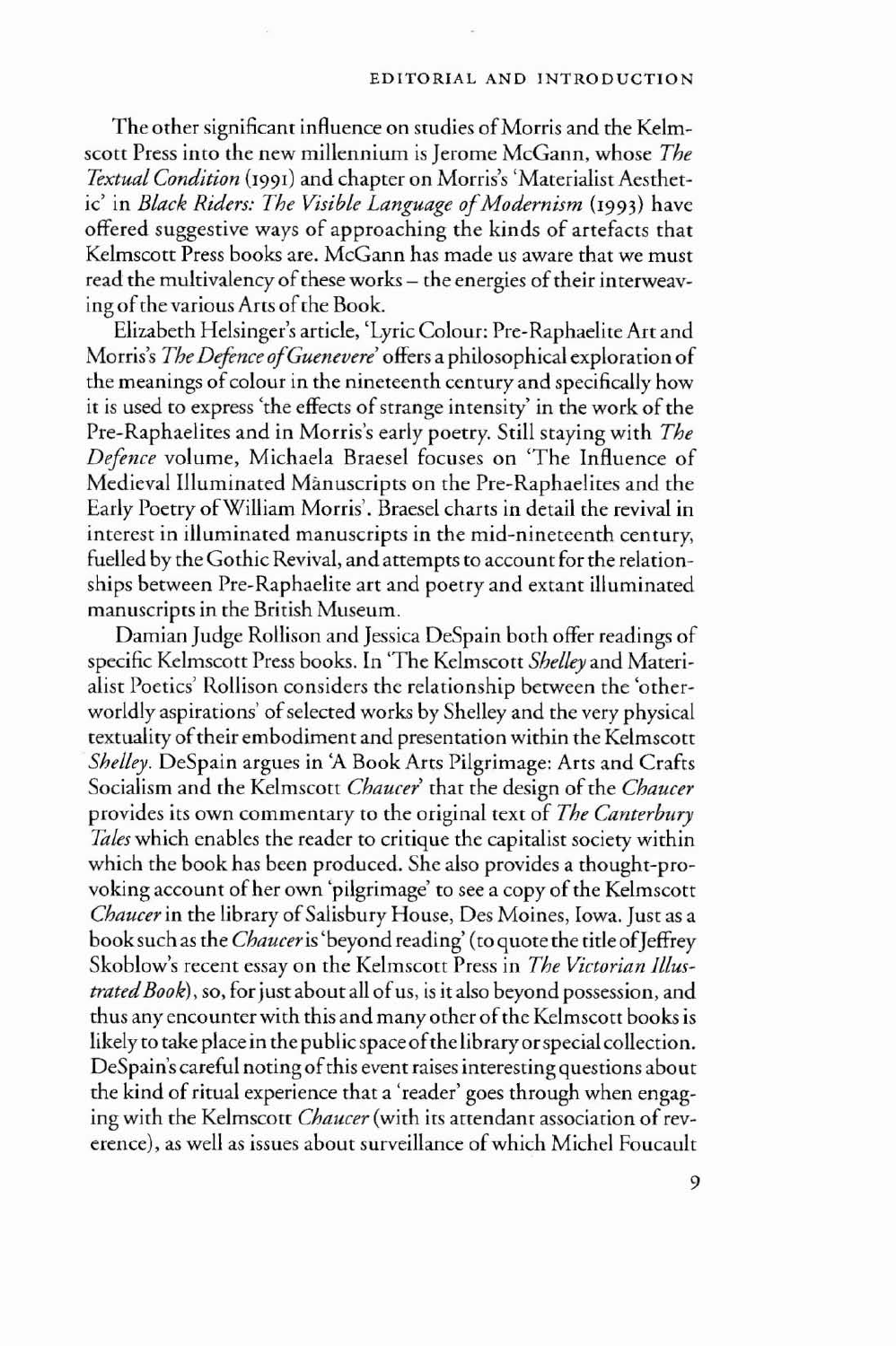The other significant influence on studies of Morris and the Kelmscott Press into the new millennium is Jerome McGann, whose *The Textual Condition* (1991) and chapter on Morris's 'Materialist Aesthetic' in *Black Riders: The Visible Language of Modernism* (1993) have offered suggestive ways of approaching the kinds of artefacts that Kelmscott Press books are. McGann has made us aware that we must read the multivalency of these works – the energies of their interweaving of the various Arts of the Book.

Elizabeth Helsinger's article, 'Lyric Colour: Pre-Raphaelite Art and Morris's *The Defence of Guenevere*' offers a philosophical exploration of the meanings of colour in the nineteenth century and specifically how it is used to express 'the effects of strange intensity' in the work of the Pre-Raphaelites and in Morris's early poetry. Still staying with *The Defence* volume, Michaela Braesel focuses on 'The Influence of Medieval Illuminated Manuscripts on the Pre-Raphaelites and the Early Poetry of William Morris'. Braesel charts in detail the revival in interest in illuminated manuscripts in the mid-nineteenth century, fuelled by the Gothic Revival, and attempts to account for the relationships between Pre-Raphaelite art and poetry and extant illuminated manuscripts in the British Museum.

Damian Judge Rollison and Jessica DeSpain both offer readings of specific Kelmscott Press books. In 'The Kelmscott *Shelley* and Materialist Poetics' Rollison considers the relationship between the 'otherworldly aspirations' of selected works by Shelley and the very physical textuality of their embodiment and presentation within the Kelmscott *Shelley*. DeSpain argues in 'A Book Arts Pilgrimage: Arts and Crafts Socialism and the Kelmscott *Chaucer*' that the design of the *Chaucer* provides its own commentary to the original text of *The Canterbury Tales* which enables the reader to critique the capitalist society within which the book has been produced. She also provides a thought-provoking account of her own 'pilgrimage' to see a copy of the Kelmscott *Chaucer* in the library of Salisbury House, Des Moines, Iowa. Just as a book such as the *Chaucer* is 'beyond reading' (to quote the title of Jeffrey Skoblow's recent essay on the Kelmscott Press in *The Victorian Illustrated Book*), so, for just about all of us, is it also beyond possession, and thus any encounter with this and many other of the Kelmscott books is likely to take place in the public space of the library or special collection. DeSpain's careful noting of this event raises interesting questions about the kind of ritual experience that a 'reader' goes through when engaging with the Kelmscott *Chaucer* (with its attendant association of reverence), as well as issues about surveillance of which Michel Foucault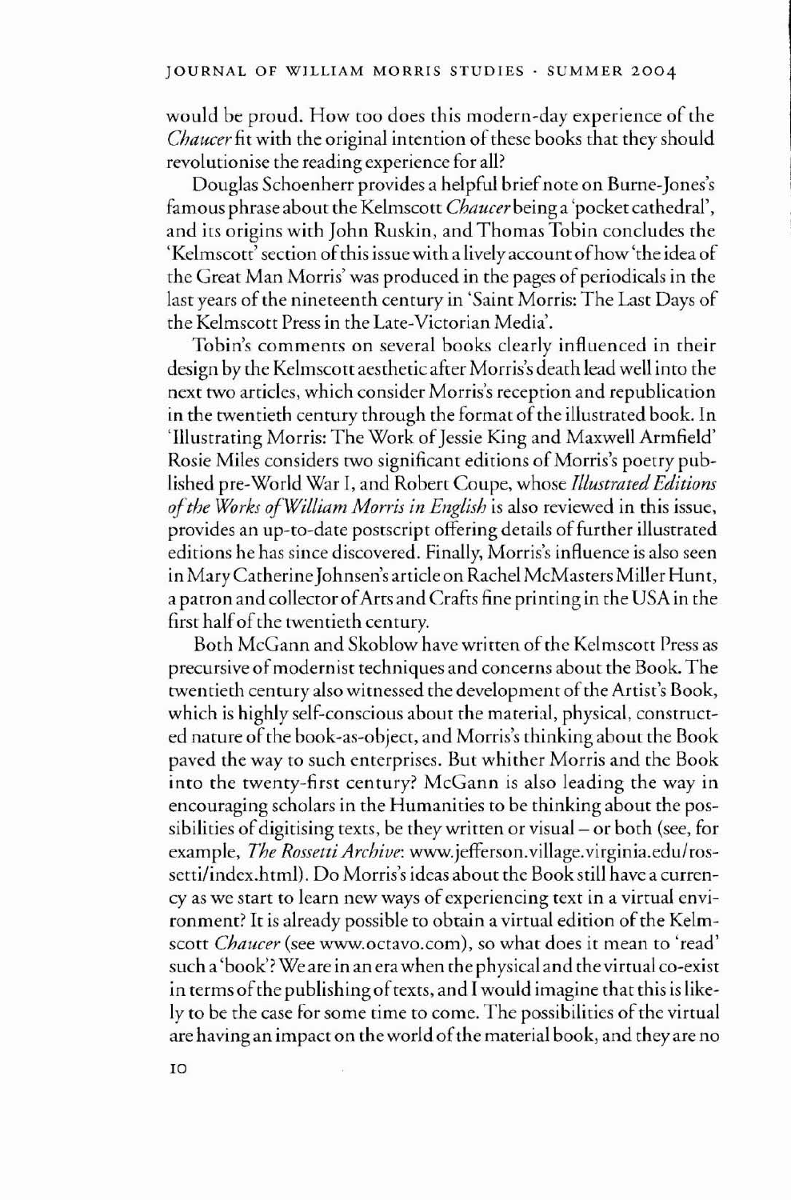would be proud. How too does this modern-day experience of the *Chaucer* fit with the original intention of these books that they should revolutionise the reading experience for all?

Douglas Schoenherr provides a helpful brief note on Burne-Jones's famous phrase about the Kelmscott *Chaucer* being a 'pocket cathedral', and its origins with John Ruskin, and Thomas Tobin concludes the 'Kelmscott' section of this issue with a lively account of how 'the idea of the Great Man Morris' was produced in the pages of periodicals in the last years of the nineteenth century in 'Saint Morris: The Last Days of the Kelmscott Press in the Late-Victorian Media'.

Tobin's comments on several books clearly influenced in their design by the Kelmscott aesthetic after Morris's death lead well into the next two articles, which consider Morris's reception and republication in the twentieth century through the format of the illustrated book. In 'Illustrating Morris: The Work of Jessie King and Maxwell Armfield' Rosie Miles considers two significant editions of Morris's poetry published pre-World War I, and Robert Coupe, whose *Illustrated Editions of the Works of William Morris in English* is also reviewed in this issue, provides an up-to-date postscript offering details of further illustrated editions he has since discovered. Finally, Morris's influence is also seen in Mary Catherine Johnsen's article on Rachel McMasters Miller Hunt, a patron and collector of Arts and Crafts fine printing in the USA in the first half of the twentieth century.

Both McGann and Skoblow have written of the Kelmscott Press as precursive of modernist techniques and concerns about the Book. The twentieth century also witnessed the development of the Artist's Book, which is highly self-conscious about the material, physical, constructed nature of the book-as-object, and Morris's thinking about the Book paved the way to such enterprises. But whither Morris and the Book into the twenty-first century? McGann is also leading the way in encouraging scholars in the Humanities to be thinking about the possibilities of digitising texts, be they written or visual – or both (see, for example, *The Rossetti Archive*: www.jefferson.village.virginia.edu/rossetti/index.html). Do Morris's ideas about the Book still have a currency as we start to learn new ways of experiencing text in a virtual environment? It is already possible to obtain a virtual edition of the Kelmscott *Chaucer* (see www.octavo.com), so what does it mean to 'read' such a 'book'? We are in an era when the physical and the virtual co-exist in terms of the publishing of texts, and I would imagine that this is likely to be the case for some time to come. The possibilities of the virtual are having an impact on the world of the material book, and they are no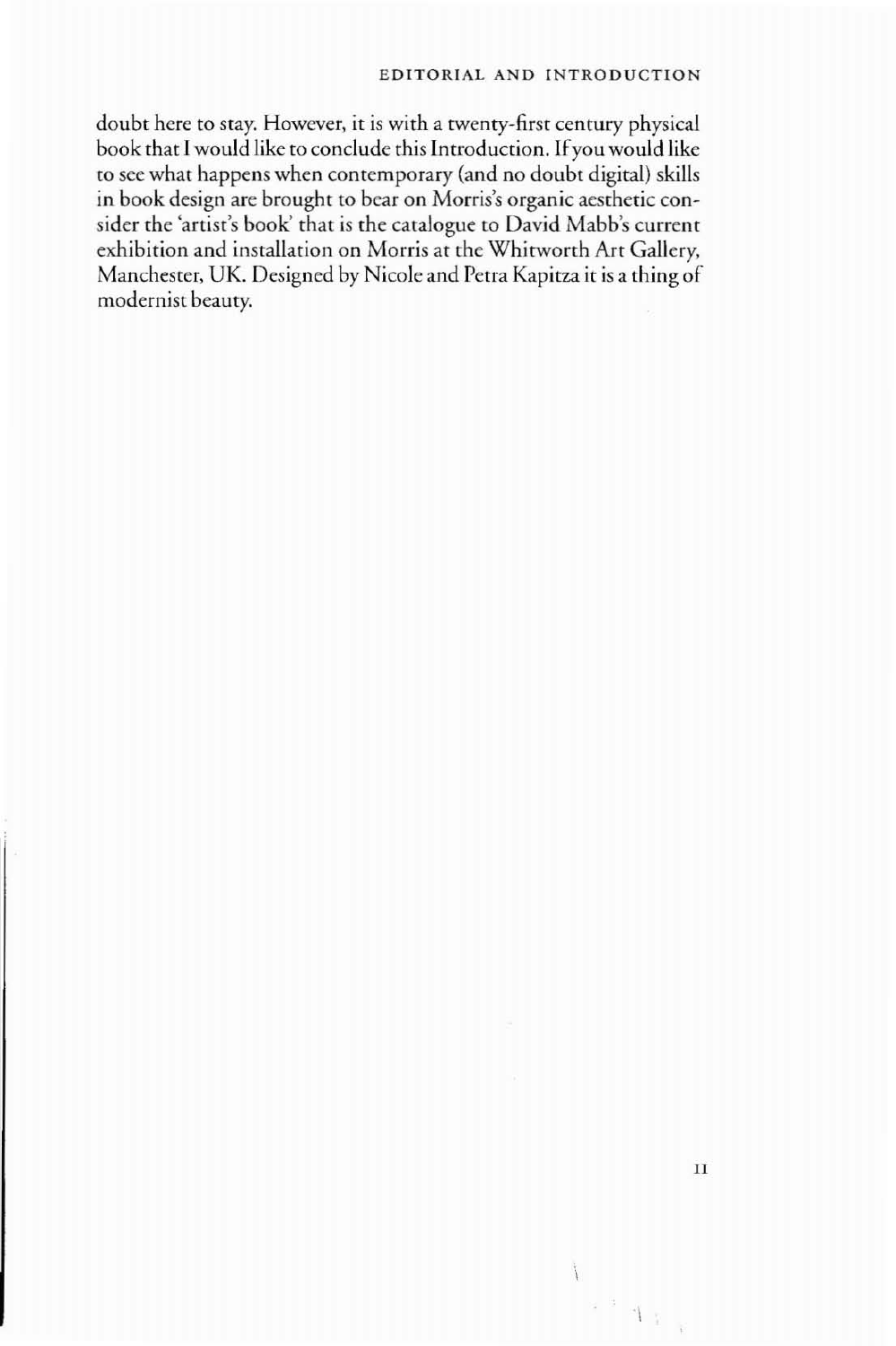doubt here to stay. However, it is with a twenty-first century physical book that I would like to conclude this Introduction. If you would like to see what happens when contemporary (and no doubt digital) skills in book design are brought to bear on Morris's organic aesthetic consider the 'artist's book' that is the catalogue to David Mabb's current exhibition and installation on Morris at the Whitworth Art Gallery, Manchester, UK. Designed by Nicole and Petra Kapitza it is a thing of modernist beauty.